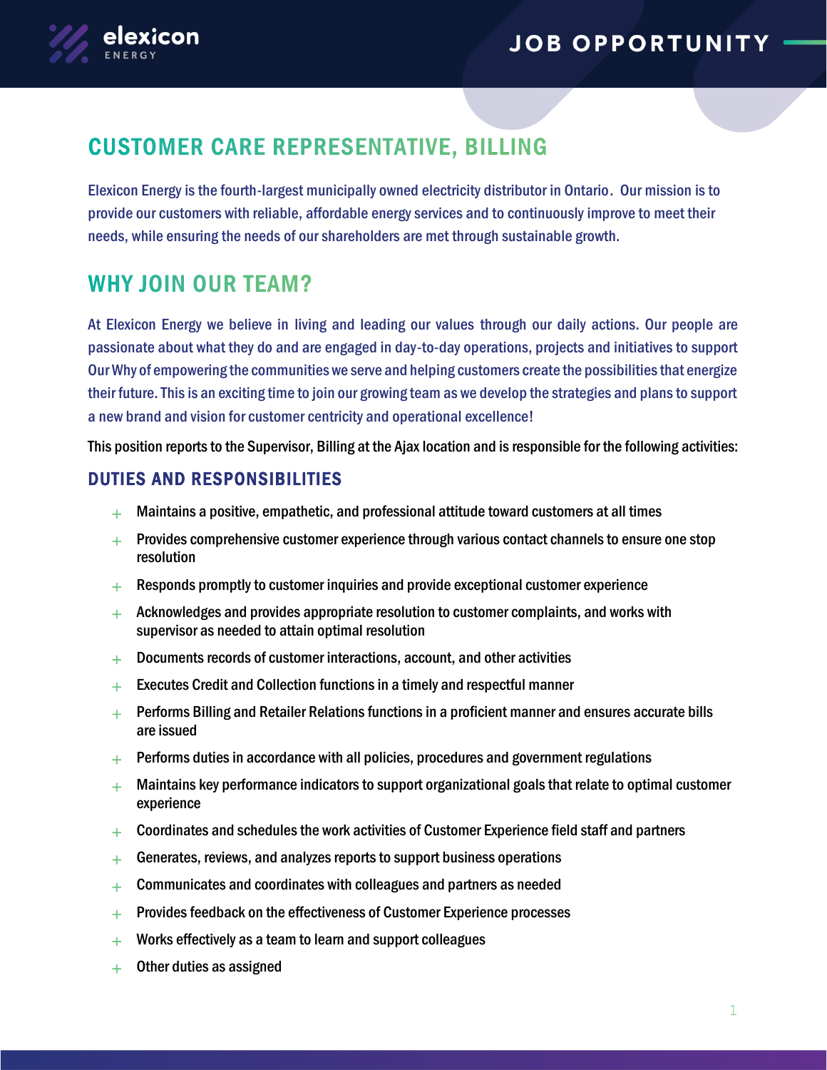elexicon ENERGY

JOB OPPORTUNITY

# CUSTOMER CARE REPRESENTATIVE, BILLING

Elexicon Energy is the fourth-largest municipally owned electricity distributor in Ontario. Our mission is to provide our customers with reliable, affordable energy services and to continuously improve to meet their needs, while ensuring the needs of our shareholders are met through sustainable growth.

## WHY JOIN OUR TEAM?

At Elexicon Energy we believe in living and leading our values through our daily actions. Our people are passionate about what they do and are engaged in day-to-day operations, projects and initiatives to support Our Why of empowering the communities we serve and helping customers create the possibilities that energize their future. This is an exciting time to join our growing team as we develop the strategies and plans to support a new brand and vision for customer centricity and operational excellence!

This position reports to the Supervisor, Billing at the Ajax location and is responsible for the following activities:

### DUTIES AND RESPONSIBILITIES

- Maintains a positive, empathetic, and professional attitude toward customers at all times
- Provides comprehensive customer experience through various contact channels to ensure one stop resolution
- Responds promptly to customer inquiries and provide exceptional customer experience
- Acknowledges and provides appropriate resolution to customer complaints, and works with supervisor as needed to attain optimal resolution
- Documents records of customer interactions, account, and other activities
- Executes Credit and Collection functions in a timely and respectful manner
- Performs Billing and Retailer Relations functions in a proficient manner and ensures accurate bills are issued
- Performs duties in accordance with all policies, procedures and government regulations
- Maintains key performance indicators to support organizational goals that relate to optimal customer experience
- Coordinates and schedules the work activities of Customer Experience field staff and partners
- Generates, reviews, and analyzes reports to support business operations
- Communicates and coordinates with colleagues and partners as needed
- Provides feedback on the effectiveness of Customer Experience processes
- Works effectively as a team to learn and support colleagues
- Other duties as assigned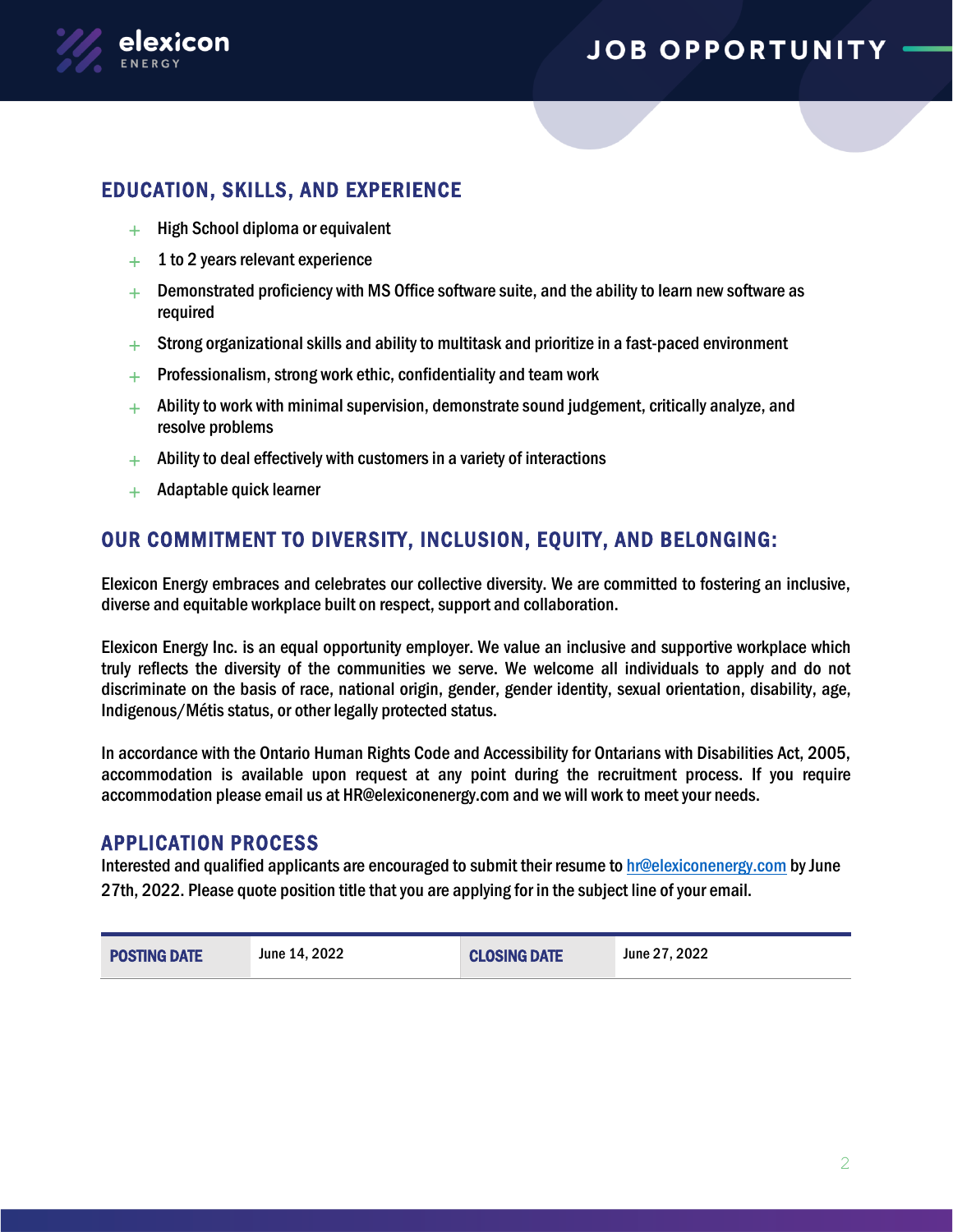## EDUCATION, SKILLS, AND EXPERIENCE

- High School diploma or equivalent
- 1 to 2 years relevant experience
- Demonstrated proficiency with MS Office software suite, and the ability to learn new software as required
- Strong organizational skills and ability to multitask and prioritize in a fast-paced environment
- Professionalism, strong work ethic, confidentiality and team work
- Ability to work with minimal supervision, demonstrate sound judgement, critically analyze, and resolve problems
- Ability to deal effectively with customers in a variety of interactions
- Adaptable quick learner

## OUR COMMITMENT TO DIVERSITY, INCLUSION, EQUITY, AND BELONGING:

Elexicon Energy embraces and celebrates our collective diversity. We are committed to fostering an inclusive, diverse and equitable workplace built on respect, support and collaboration.

Elexicon Energy Inc. is an equal opportunity employer. We value an inclusive and supportive workplace which truly reflects the diversity of the communities we serve. We welcome all individuals to apply and do not discriminate on the basis of race, national origin, gender, gender identity, sexual orientation, disability, age, Indigenous/Métis status, or other legally protected status.

In accordance with the Ontario Human Rights Code and Accessibility for Ontarians with Disabilities Act, 2005, accommodation is available upon request at any point during the recruitment process. If you require accommodation please email us at HR@elexiconenergy.com and we will work to meet your needs.

## APPLICATION PROCESS

Interested and qualified applicants are encouraged to submit their resume to hr@elexiconenergy.com by June 27th, 2022. Please quote position title that you are applying for in the subject line of your email.

| | | | |
|---|---|---|---|
| **POSTING DATE** | June 14, 2022 | **CLOSING DATE** | June 27, 2022 |